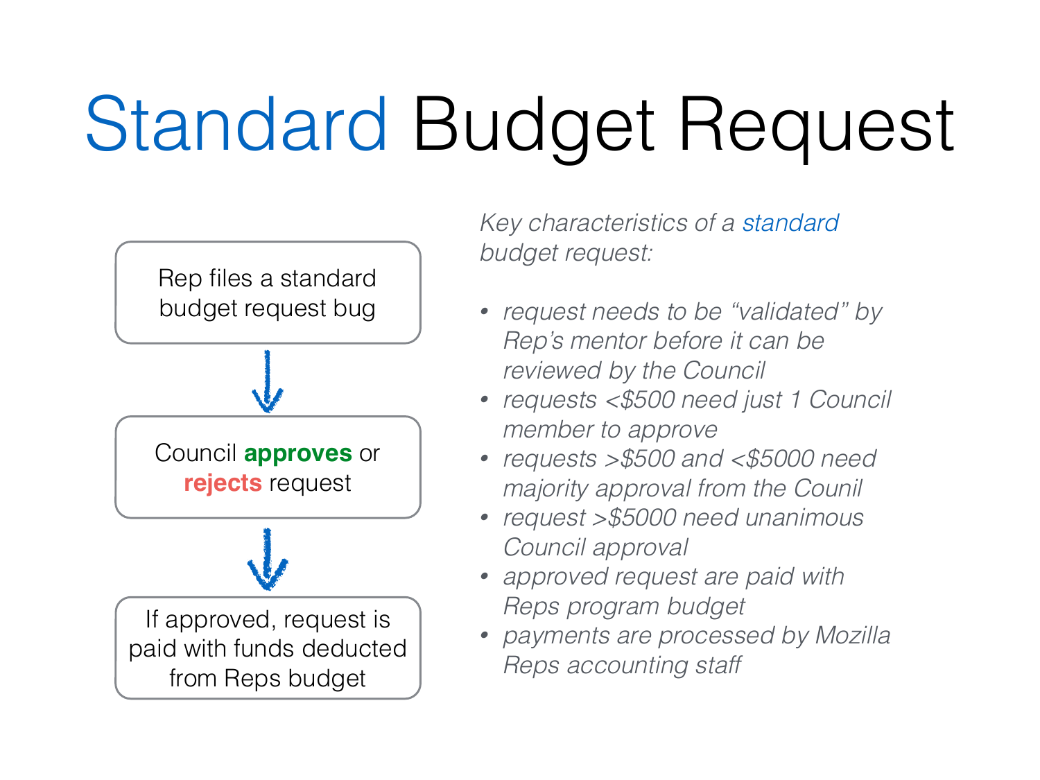# Standard Budget Request

Rep files a standard budget request bug

↓

Council **approves** or **rejects** request

↓

If approved, request is paid with funds deducted from Reps budget

*Key characteristics of a standard budget request:*

- *request needs to be "validated" by Rep's mentor before it can be reviewed by the Council*
- *requests <$500 need just 1 Council member to approve*
- *requests >$500 and <$5000 need majority approval from the Counil*
- *request >$5000 need unanimous Council approval*
- *approved request are paid with Reps program budget*
- *payments are processed by Mozilla Reps accounting staff*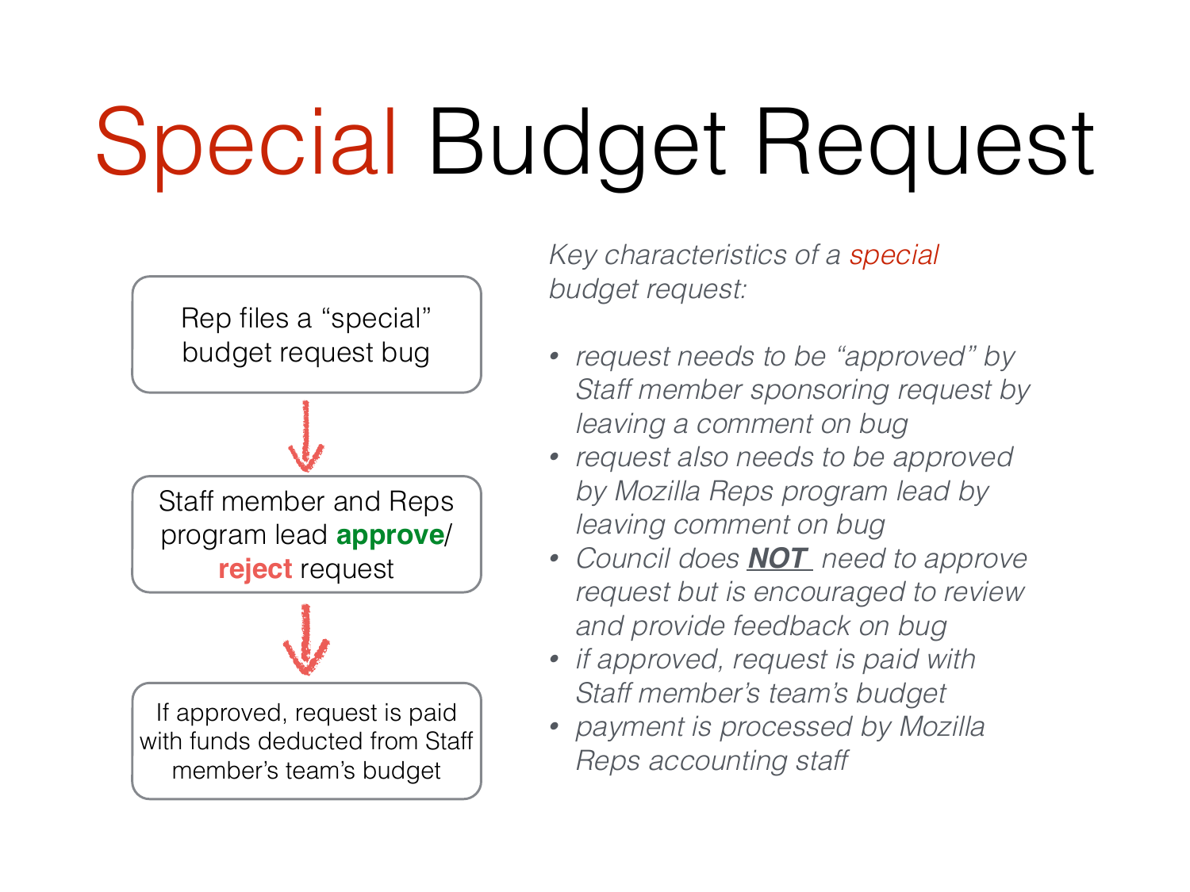# Special Budget Request

Rep files a "special" budget request bug

↓

Staff member and Reps program lead **approve**/ **reject** request

↓

If approved, request is paid with funds deducted from Staff member's team's budget

*Key characteristics of a special budget request:*

- *request needs to be "approved" by Staff member sponsoring request by leaving a comment on bug*
- *request also needs to be approved by Mozilla Reps program lead by leaving comment on bug*
- *Council does **NOT** need to approve request but is encouraged to review and provide feedback on bug*
- *if approved, request is paid with Staff member's team's budget*
- *payment is processed by Mozilla Reps accounting staff*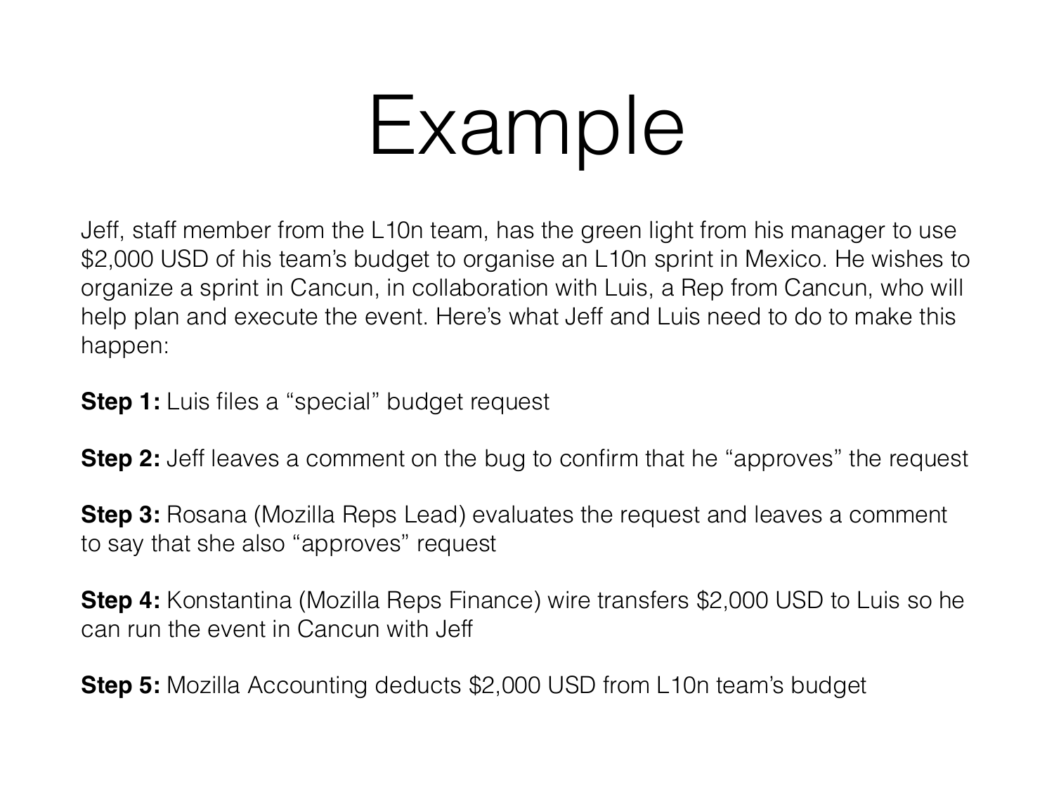# Example

Jeff, staff member from the L10n team, has the green light from his manager to use $2,000 USD of his team's budget to organise an L10n sprint in Mexico. He wishes to organize a sprint in Cancun, in collaboration with Luis, a Rep from Cancun, who will help plan and execute the event. Here's what Jeff and Luis need to do to make this happen:

**Step 1:** Luis files a "special" budget request

**Step 2:** Jeff leaves a comment on the bug to confirm that he "approves" the request

**Step 3:** Rosana (Mozilla Reps Lead) evaluates the request and leaves a comment to say that she also "approves" request

**Step 4:** Konstantina (Mozilla Reps Finance) wire transfers $2,000 USD to Luis so he can run the event in Cancun with Jeff

**Step 5:** Mozilla Accounting deducts $2,000 USD from L10n team's budget